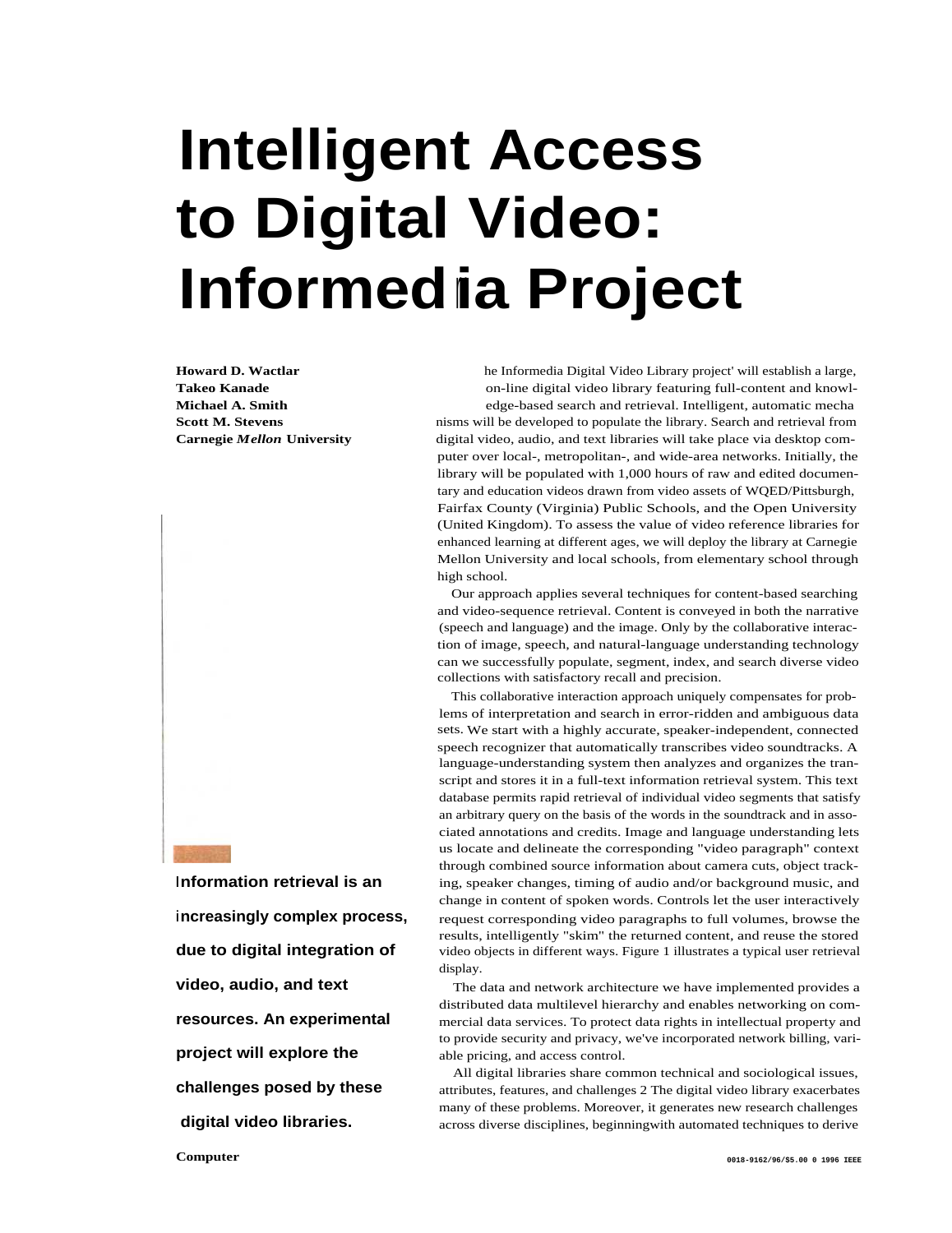# Intelligent Access to Digital Video: Informedia Project

**Howard D. Wactlar**
**Takeo Kanade**
**Michael A. Smith**
**Scott M. Stevens**
**Carnegie *Mellon* University**

**Information retrieval is an increasingly complex process, due to digital integration of video, audio, and text resources. An experimental project will explore the challenges posed by these digital video libraries.**

he Informedia Digital Video Library project' will establish a large, on-line digital video library featuring full-content and knowledge-based search and retrieval. Intelligent, automatic mecha nisms will be developed to populate the library. Search and retrieval from digital video, audio, and text libraries will take place via desktop computer over local-, metropolitan-, and wide-area networks. Initially, the library will be populated with 1,000 hours of raw and edited documentary and education videos drawn from video assets of WQED/Pittsburgh, Fairfax County (Virginia) Public Schools, and the Open University (United Kingdom). To assess the value of video reference libraries for enhanced learning at different ages, we will deploy the library at Carnegie Mellon University and local schools, from elementary school through high school.

Our approach applies several techniques for content-based searching and video-sequence retrieval. Content is conveyed in both the narrative (speech and language) and the image. Only by the collaborative interaction of image, speech, and natural-language understanding technology can we successfully populate, segment, index, and search diverse video collections with satisfactory recall and precision.

This collaborative interaction approach uniquely compensates for problems of interpretation and search in error-ridden and ambiguous data sets. We start with a highly accurate, speaker-independent, connected speech recognizer that automatically transcribes video soundtracks. A language-understanding system then analyzes and organizes the transcript and stores it in a full-text information retrieval system. This text database permits rapid retrieval of individual video segments that satisfy an arbitrary query on the basis of the words in the soundtrack and in associated annotations and credits. Image and language understanding lets us locate and delineate the corresponding "video paragraph" context through combined source information about camera cuts, object tracking, speaker changes, timing of audio and/or background music, and change in content of spoken words. Controls let the user interactively request corresponding video paragraphs to full volumes, browse the results, intelligently "skim" the returned content, and reuse the stored video objects in different ways. Figure 1 illustrates a typical user retrieval display.

The data and network architecture we have implemented provides a distributed data multilevel hierarchy and enables networking on commercial data services. To protect data rights in intellectual property and to provide security and privacy, we've incorporated network billing, variable pricing, and access control.

All digital libraries share common technical and sociological issues, attributes, features, and challenges 2 The digital video library exacerbates many of these problems. Moreover, it generates new research challenges across diverse disciplines, beginningwith automated techniques to derive

0018-9162/96/$5.00 0 1996 IEEE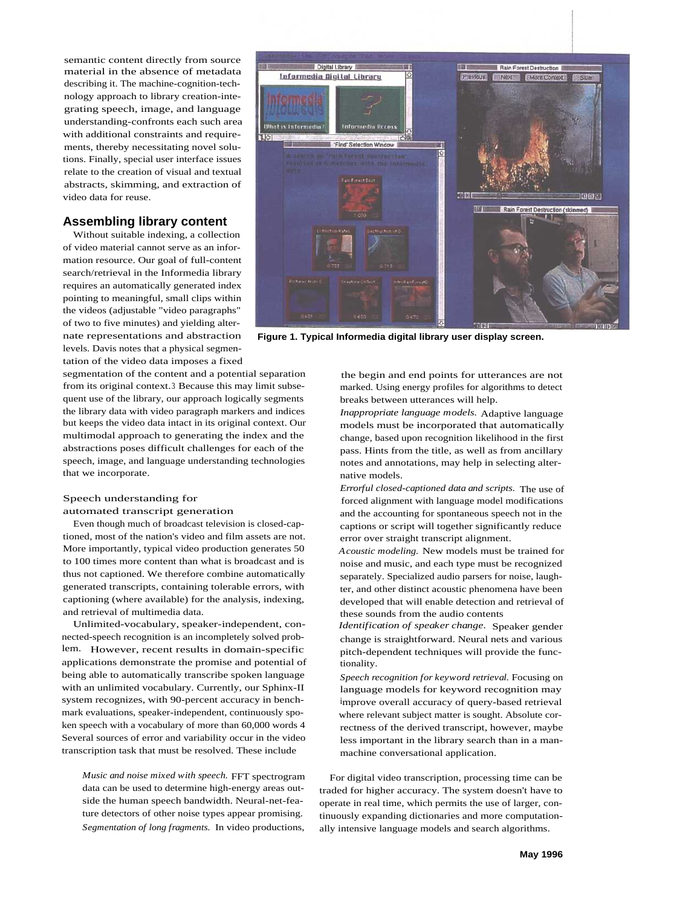semantic content directly from source material in the absence of metadata describing it. The machine-cognition-technology approach to library creation-integrating speech, image, and language understanding-confronts each such area with additional constraints and requirements, thereby necessitating novel solutions. Finally, special user interface issues relate to the creation of visual and textual abstracts, skimming, and extraction of video data for reuse.

Figure 1. Typical Informedia digital library user display screen.

## Assembling library content

Without suitable indexing, a collection of video material cannot serve as an information resource. Our goal of full-content search/retrieval in the Informedia library requires an automatically generated index pointing to meaningful, small clips within the videos (adjustable "video paragraphs" of two to five minutes) and yielding alternate representations and abstraction levels. Davis notes that a physical segmentation of the video data imposes a fixed segmentation of the content and a potential separation from its original context.[3] Because this may limit subsequent use of the library, our approach logically segments the library data with video paragraph markers and indices but keeps the video data intact in its original context. Our multimodal approach to generating the index and the abstractions poses difficult challenges for each of the speech, image, and language understanding technologies that we incorporate.

### Speech understanding for automated transcript generation

Even though much of broadcast television is closed-captioned, most of the nation's video and film assets are not. More importantly, typical video production generates 50 to 100 times more content than what is broadcast and is thus not captioned. We therefore combine automatically generated transcripts, containing tolerable errors, with captioning (where available) for the analysis, indexing, and retrieval of multimedia data.

Unlimited-vocabulary, speaker-independent, connected-speech recognition is an incompletely solved problem. However, recent results in domain-specific applications demonstrate the promise and potential of being able to automatically transcribe spoken language with an unlimited vocabulary. Currently, our Sphinx-II system recognizes, with 90-percent accuracy in benchmark evaluations, speaker-independent, continuously spoken speech with a vocabulary of more than 60,000 words [4] Several sources of error and variability occur in the video transcription task that must be resolved. These include

*Music and noise mixed with speech.* FFT spectrogram data can be used to determine high-energy areas outside the human speech bandwidth. Neural-net-feature detectors of other noise types appear promising.

*Segmentation of long fragments.* In video productions, the begin and end points for utterances are not marked. Using energy profiles for algorithms to detect breaks between utterances will help.

*Inappropriate language models.* Adaptive language models must be incorporated that automatically change, based upon recognition likelihood in the first pass. Hints from the title, as well as from ancillary notes and annotations, may help in selecting alternative models.

*Errorful closed-captioned data and scripts.* The use of forced alignment with language model modifications and the accounting for spontaneous speech not in the captions or script will together significantly reduce error over straight transcript alignment.

*Acoustic modeling.* New models must be trained for noise and music, and each type must be recognized separately. Specialized audio parsers for noise, laughter, and other distinct acoustic phenomena have been developed that will enable detection and retrieval of these sounds from the audio contents

*Identification of speaker change.* Speaker gender change is straightforward. Neural nets and various pitch-dependent techniques will provide the functionality.

*Speech recognition for keyword retrieval.* Focusing on language models for keyword recognition may improve overall accuracy of query-based retrieval where relevant subject matter is sought. Absolute correctness of the derived transcript, however, maybe less important in the library search than in a man-machine conversational application.

For digital video transcription, processing time can be traded for higher accuracy. The system doesn't have to operate in real time, which permits the use of larger, continuously expanding dictionaries and more computationally intensive language models and search algorithms.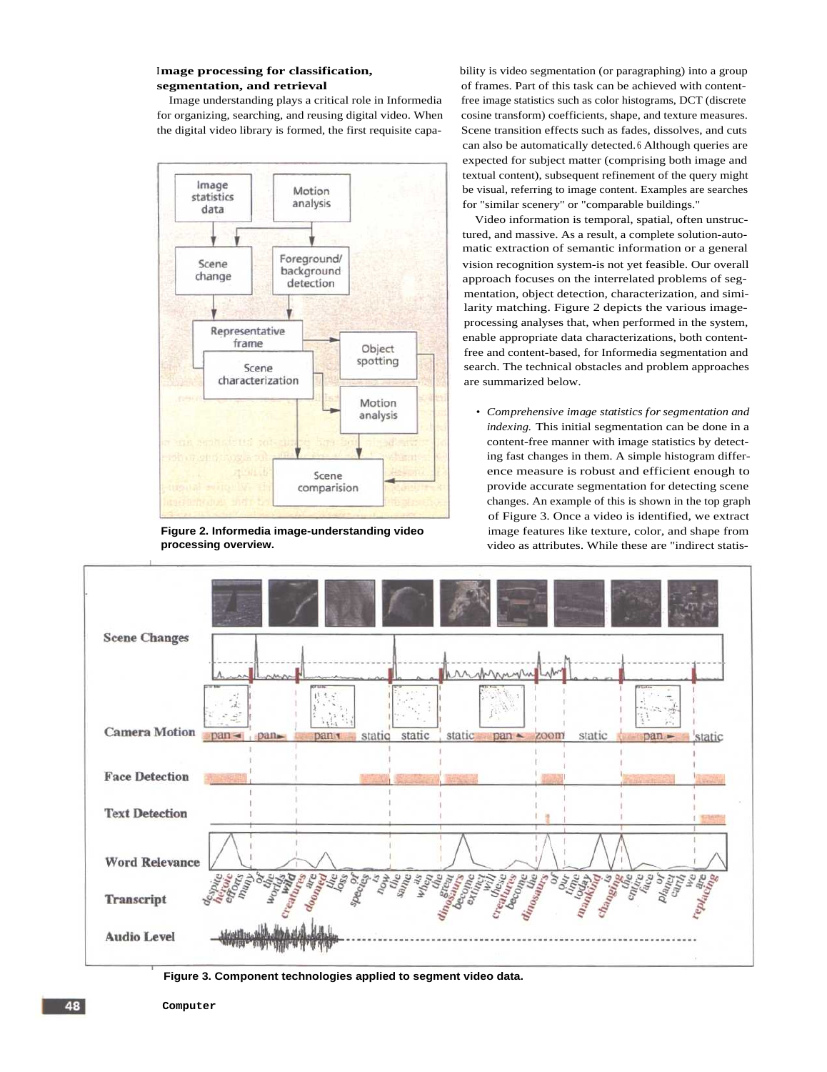### Image processing for classification, segmentation, and retrieval

Image understanding plays a critical role in Informedia for organizing, searching, and reusing digital video. When the digital video library is formed, the first requisite capability is video segmentation (or paragraphing) into a group of frames. Part of this task can be achieved with content-free image statistics such as color histograms, DCT (discrete cosine transform) coefficients, shape, and texture measures. Scene transition effects such as fades, dissolves, and cuts can also be automatically detected.[6] Although queries are expected for subject matter (comprising both image and textual content), subsequent refinement of the query might be visual, referring to image content. Examples are searches for "similar scenery" or "comparable buildings."

Video information is temporal, spatial, often unstructured, and massive. As a result, a complete solution-automatic extraction of semantic information or a general vision recognition system-is not yet feasible. Our overall approach focuses on the interrelated problems of segmentation, object detection, characterization, and similarity matching. Figure 2 depicts the various image-processing analyses that, when performed in the system, enable appropriate data characterizations, both content-free and content-based, for Informedia segmentation and search. The technical obstacles and problem approaches are summarized below.

**Figure 2. Informedia image-understanding video processing overview.**

- *Comprehensive image statistics for segmentation and indexing.* This initial segmentation can be done in a content-free manner with image statistics by detecting fast changes in them. A simple histogram difference measure is robust and efficient enough to provide accurate segmentation for detecting scene changes. An example of this is shown in the top graph of Figure 3. Once a video is identified, we extract image features like texture, color, and shape from video as attributes. While these are "indirect statis-

**Figure 3. Component technologies applied to segment video data.**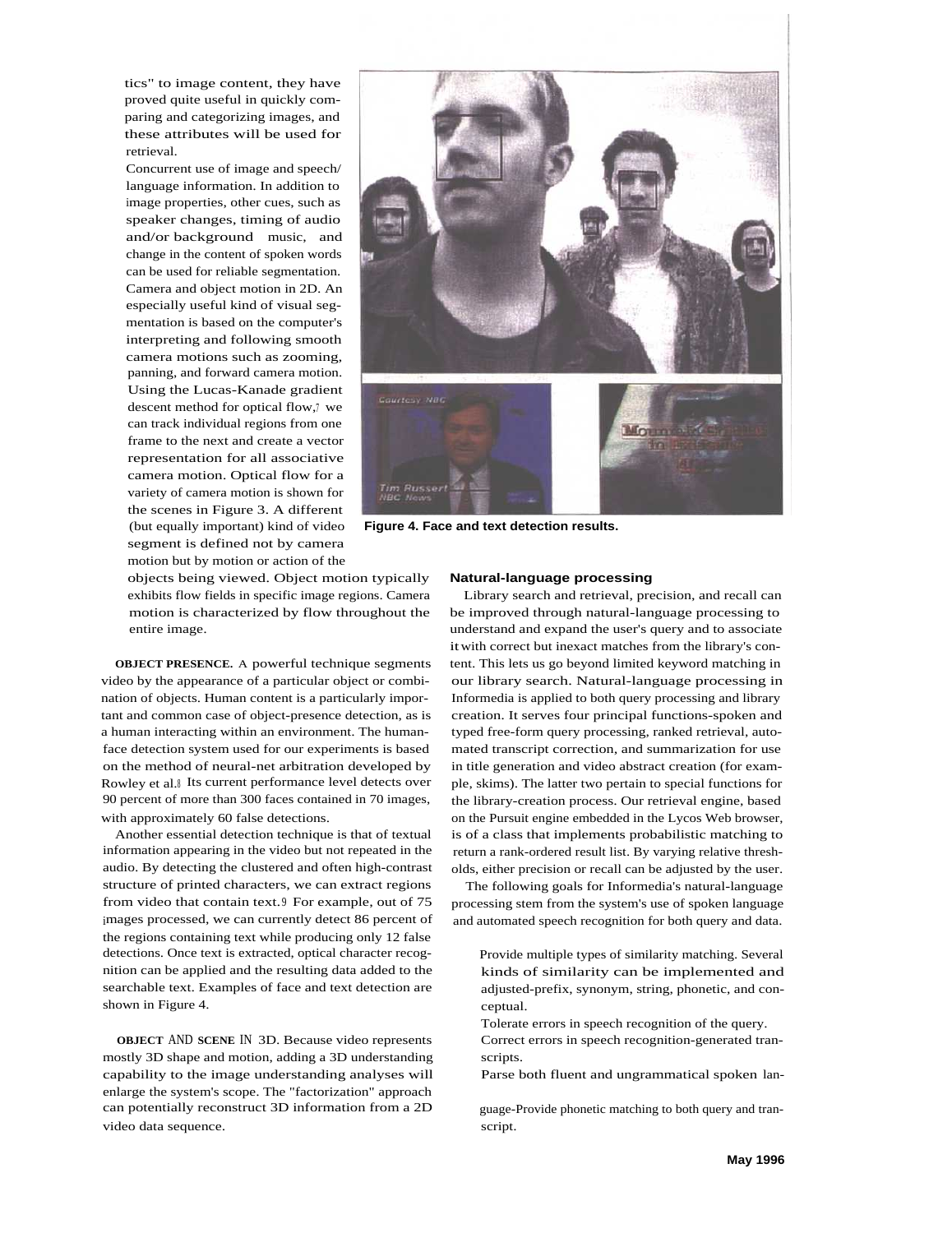tics" to image content, they have proved quite useful in quickly comparing and categorizing images, and these attributes will be used for retrieval.

Concurrent use of image and speech/language information. In addition to image properties, other cues, such as speaker changes, timing of audio and/or background music, and change in the content of spoken words can be used for reliable segmentation.

Camera and object motion in 2D. An especially useful kind of visual segmentation is based on the computer's interpreting and following smooth camera motions such as zooming, panning, and forward camera motion. Using the Lucas-Kanade gradient descent method for optical flow,[7] we can track individual regions from one frame to the next and create a vector representation for all associative camera motion. Optical flow for a variety of camera motion is shown for the scenes in Figure 3. A different (but equally important) kind of video segment is defined not by camera motion but by motion or action of the objects being viewed. Object motion typically exhibits flow fields in specific image regions. Camera motion is characterized by flow throughout the entire image.

**Figure 4. Face and text detection results.**

**OBJECT PRESENCE.** A powerful technique segments video by the appearance of a particular object or combination of objects. Human content is a particularly important and common case of object-presence detection, as is a human interacting within an environment. The human-face detection system used for our experiments is based on the method of neural-net arbitration developed by Rowley et al.[8] Its current performance level detects over 90 percent of more than 300 faces contained in 70 images, with approximately 60 false detections.

Another essential detection technique is that of textual information appearing in the video but not repeated in the audio. By detecting the clustered and often high-contrast structure of printed characters, we can extract regions from video that contain text.[9] For example, out of 75 images processed, we can currently detect 86 percent of the regions containing text while producing only 12 false detections. Once text is extracted, optical character recognition can be applied and the resulting data added to the searchable text. Examples of face and text detection are shown in Figure 4.

**OBJECT AND SCENE IN 3D.** Because video represents mostly 3D shape and motion, adding a 3D understanding capability to the image understanding analyses will enlarge the system's scope. The "factorization" approach can potentially reconstruct 3D information from a 2D video data sequence.

### Natural-language processing

Library search and retrieval, precision, and recall can be improved through natural-language processing to understand and expand the user's query and to associate it with correct but inexact matches from the library's content. This lets us go beyond limited keyword matching in our library search. Natural-language processing in Informedia is applied to both query processing and library creation. It serves four principal functions-spoken and typed free-form query processing, ranked retrieval, automated transcript correction, and summarization for use in title generation and video abstract creation (for example, skims). The latter two pertain to special functions for the library-creation process. Our retrieval engine, based on the Pursuit engine embedded in the Lycos Web browser, is of a class that implements probabilistic matching to return a rank-ordered result list. By varying relative thresholds, either precision or recall can be adjusted by the user.

The following goals for Informedia's natural-language processing stem from the system's use of spoken language and automated speech recognition for both query and data.

- Provide multiple types of similarity matching. Several kinds of similarity can be implemented and adjusted-prefix, synonym, string, phonetic, and conceptual.
- Tolerate errors in speech recognition of the query.
- Correct errors in speech recognition-generated transcripts.
- Parse both fluent and ungrammatical spoken language-Provide phonetic matching to both query and transcript.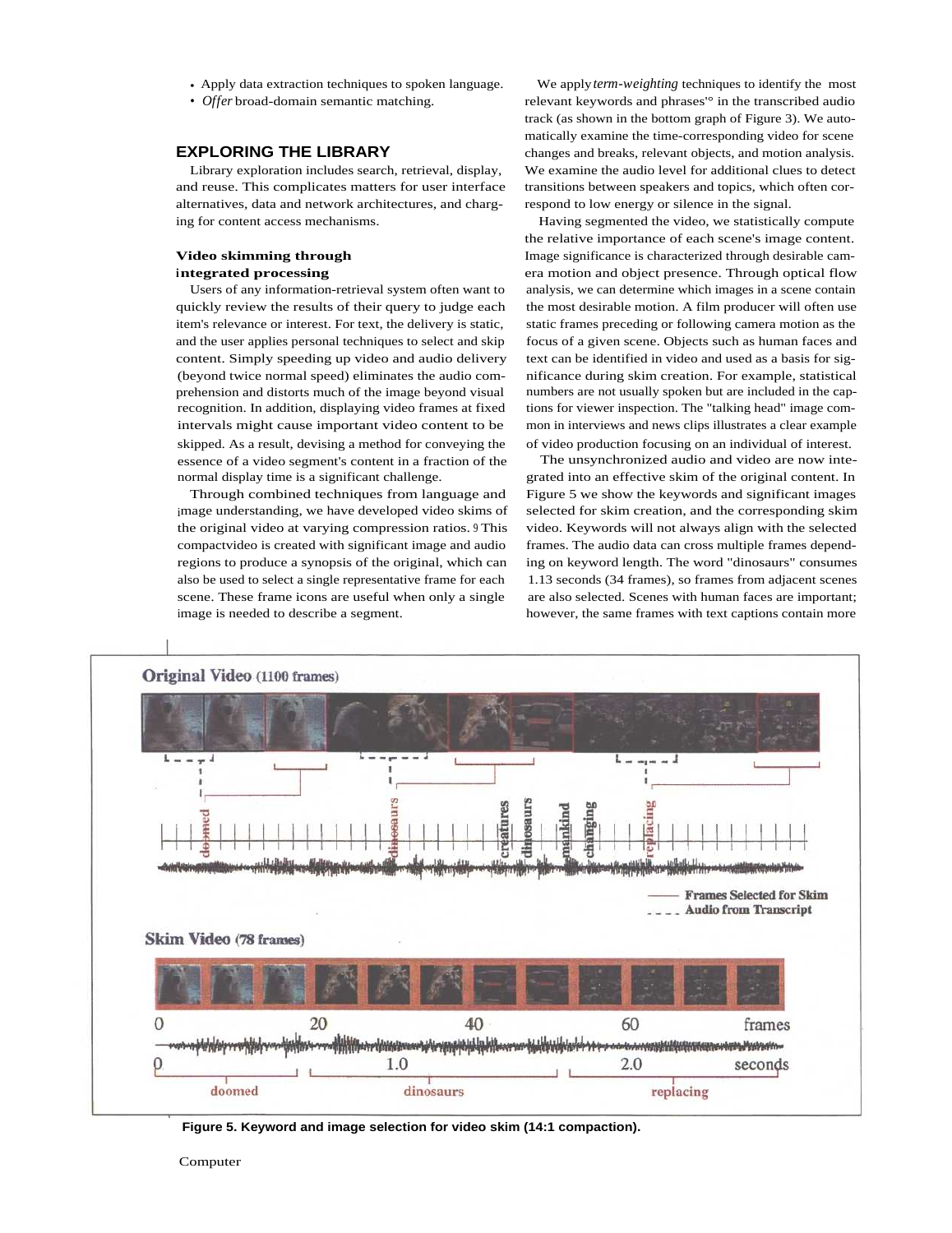- Apply data extraction techniques to spoken language.
- *Offer* broad-domain semantic matching.

## EXPLORING THE LIBRARY

Library exploration includes search, retrieval, display, and reuse. This complicates matters for user interface alternatives, data and network architectures, and charging for content access mechanisms.

### Video skimming through integrated processing

Users of any information-retrieval system often want to quickly review the results of their query to judge each item's relevance or interest. For text, the delivery is static, and the user applies personal techniques to select and skip content. Simply speeding up video and audio delivery (beyond twice normal speed) eliminates the audio comprehension and distorts much of the image beyond visual recognition. In addition, displaying video frames at fixed intervals might cause important video content to be skipped. As a result, devising a method for conveying the essence of a video segment's content in a fraction of the normal display time is a significant challenge.

Through combined techniques from language and image understanding, we have developed video skims of the original video at varying compression ratios.[9] This compact video is created with significant image and audio regions to produce a synopsis of the original, which can also be used to select a single representative frame for each scene. These frame icons are useful when only a single image is needed to describe a segment.

We apply *term-weighting* techniques to identify the most relevant keywords and phrases[10] in the transcribed audio track (as shown in the bottom graph of Figure 3). We automatically examine the time-corresponding video for scene changes and breaks, relevant objects, and motion analysis. We examine the audio level for additional clues to detect transitions between speakers and topics, which often correspond to low energy or silence in the signal.

Having segmented the video, we statistically compute the relative importance of each scene's image content. Image significance is characterized through desirable camera motion and object presence. Through optical flow analysis, we can determine which images in a scene contain the most desirable motion. A film producer will often use static frames preceding or following camera motion as the focus of a given scene. Objects such as human faces and text can be identified in video and used as a basis for significance during skim creation. For example, statistical numbers are not usually spoken but are included in the captions for viewer inspection. The "talking head" image common in interviews and news clips illustrates a clear example of video production focusing on an individual of interest.

The unsynchronized audio and video are now integrated into an effective skim of the original content. In Figure 5 we show the keywords and significant images selected for skim creation, and the corresponding skim video. Keywords will not always align with the selected frames. The audio data can cross multiple frames depending on keyword length. The word "dinosaurs" consumes 1.13 seconds (34 frames), so frames from adjacent scenes are also selected. Scenes with human faces are important; however, the same frames with text captions contain more

**Figure 5. Keyword and image selection for video skim (14:1 compaction).**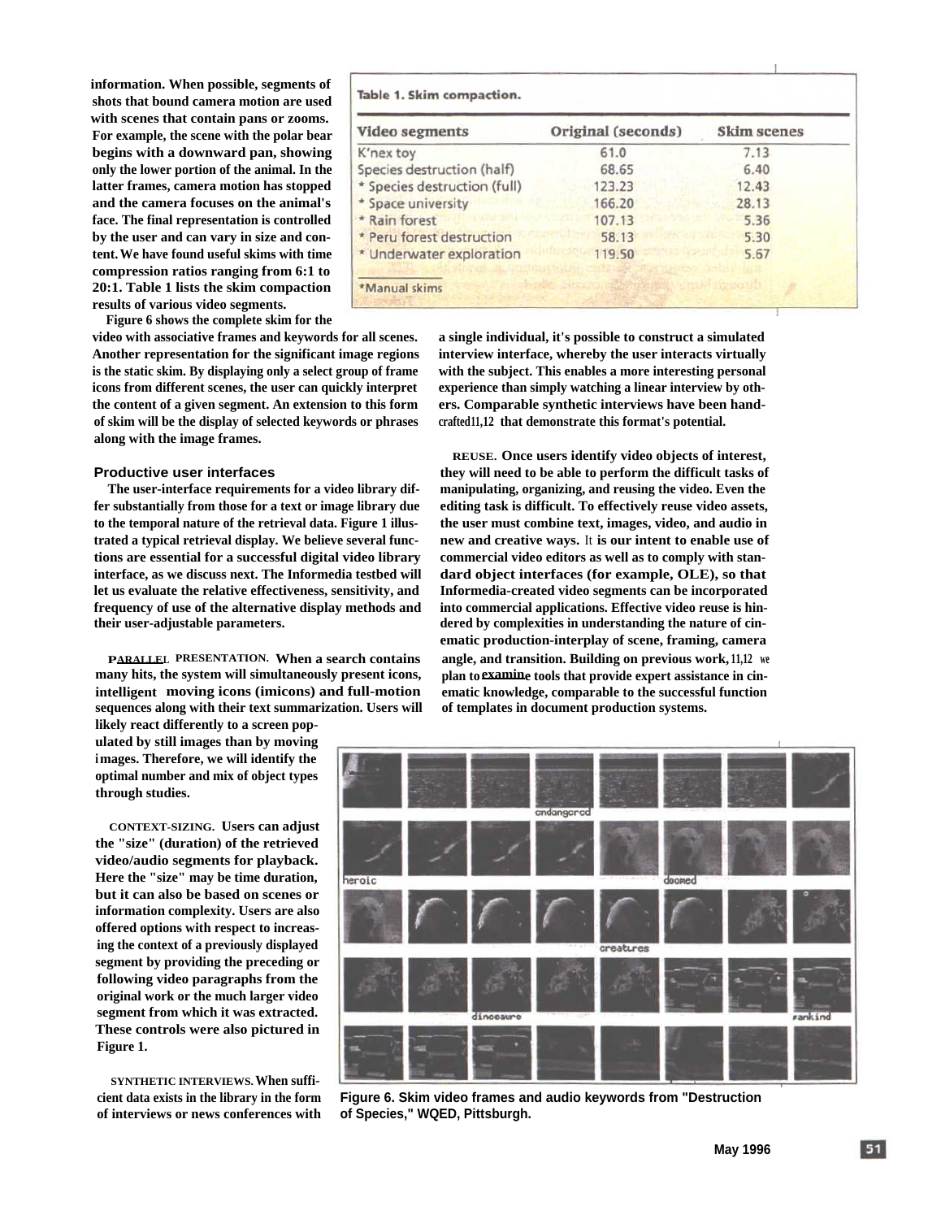information. When possible, segments of shots that bound camera motion are used with scenes that contain pans or zooms. For example, the scene with the polar bear begins with a downward pan, showing only the lower portion of the animal. In the latter frames, camera motion has stopped and the camera focuses on the animal's face. The final representation is controlled by the user and can vary in size and content. We have found useful skims with time compression ratios ranging from 6:1 to 20:1. Table 1 lists the skim compaction results of various video segments.

Table 1. Skim compaction.

| Video segments | Original (seconds) | Skim scenes |
|---|---|---|
| K'nex toy | 61.0 | 7.13 |
| Species destruction (half) | 68.65 | 6.40 |
| * Species destruction (full) | 123.23 | 12.43 |
| * Space university | 166.20 | 28.13 |
| * Rain forest | 107.13 | 5.36 |
| * Peru forest destruction | 58.13 | 5.30 |
| * Underwater exploration | 119.50 | 5.67 |

*Manual skims

Figure 6 shows the complete skim for the video with associative frames and keywords for all scenes. Another representation for the significant image regions is the static skim. By displaying only a select group of frame icons from different scenes, the user can quickly interpret the content of a given segment. An extension to this form of skim will be the display of selected keywords or phrases along with the image frames.

## Productive user interfaces

The user-interface requirements for a video library differ substantially from those for a text or image library due to the temporal nature of the retrieval data. Figure 1 illustrated a typical retrieval display. We believe several functions are essential for a successful digital video library interface, as we discuss next. The Informedia testbed will let us evaluate the relative effectiveness, sensitivity, and frequency of use of the alternative display methods and their user-adjustable parameters.

**PARALLEL PRESENTATION.** When a search contains many hits, the system will simultaneously present icons, intelligent moving icons (imicons) and full-motion sequences along with their text summarization. Users will likely react differently to a screen populated by still images than by moving images. Therefore, we will identify the optimal number and mix of object types through studies.

**CONTEXT-SIZING.** Users can adjust the "size" (duration) of the retrieved video/audio segments for playback. Here the "size" may be time duration, but it can also be based on scenes or information complexity. Users are also offered options with respect to increasing the context of a previously displayed segment by providing the preceding or following video paragraphs from the original work or the much larger video segment from which it was extracted. These controls were also pictured in Figure 1.

**SYNTHETIC INTERVIEWS.** When sufficient data exists in the library in the form of interviews or news conferences with a single individual, it's possible to construct a simulated interview interface, whereby the user interacts virtually with the subject. This enables a more interesting personal experience than simply watching a linear interview by others. Comparable synthetic interviews have been handcrafted[11,12] that demonstrate this format's potential.

**REUSE.** Once users identify video objects of interest, they will need to be able to perform the difficult tasks of manipulating, organizing, and reusing the video. Even the editing task is difficult. To effectively reuse video assets, the user must combine text, images, video, and audio in new and creative ways. It is our intent to enable use of commercial video editors as well as to comply with standard object interfaces (for example, OLE), so that Informedia-created video segments can be incorporated into commercial applications. Effective video reuse is hindered by complexities in understanding the nature of cinematic production-interplay of scene, framing, camera angle, and transition. Building on previous work,[11,12] we plan to examine tools that provide expert assistance in cinematic knowledge, comparable to the successful function of templates in document production systems.

Figure 6. Skim video frames and audio keywords from "Destruction of Species," WQED, Pittsburgh.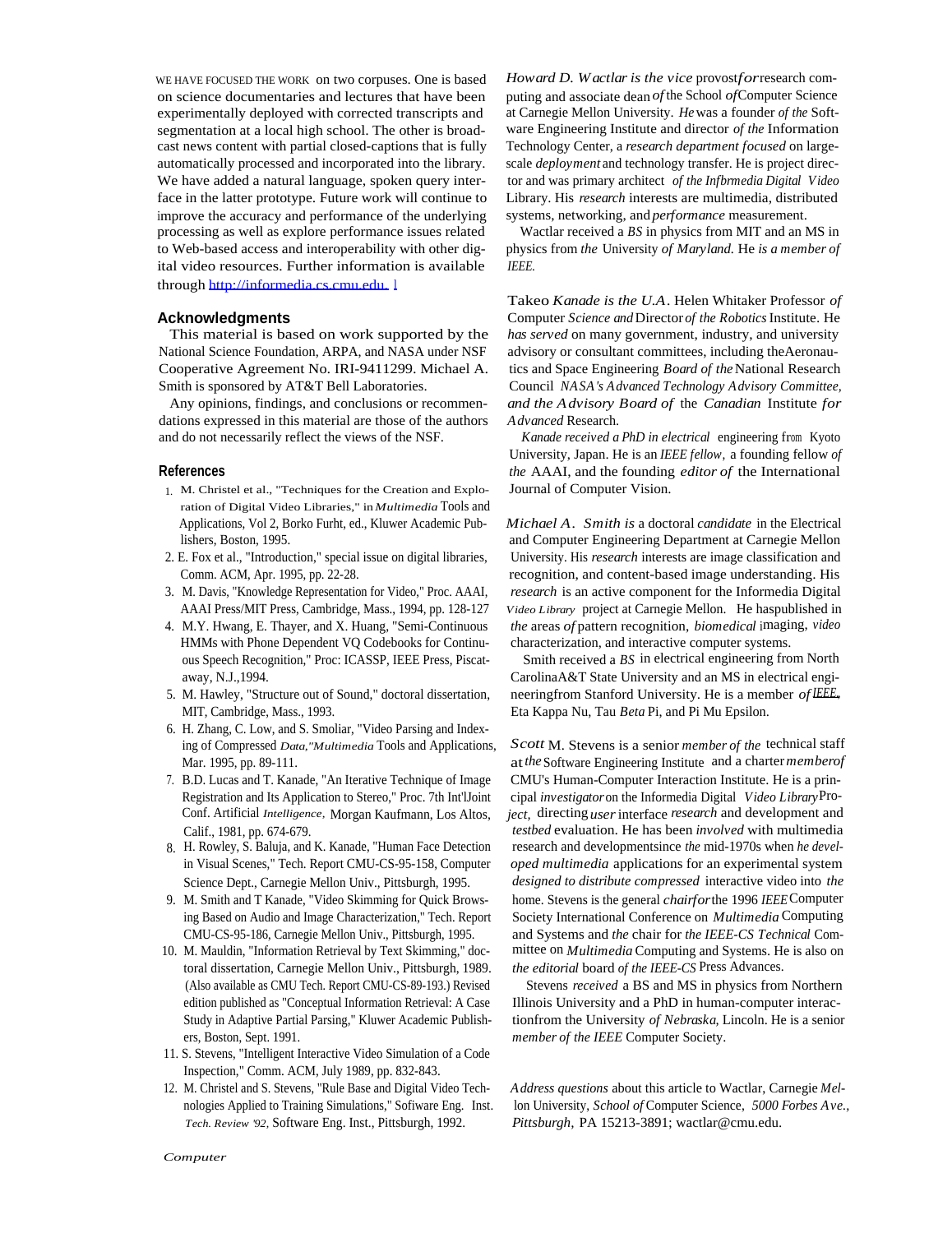WE HAVE FOCUSED THE WORK on two corpuses. One is based on science documentaries and lectures that have been experimentally deployed with corrected transcripts and segmentation at a local high school. The other is broadcast news content with partial closed-captions that is fully automatically processed and incorporated into the library. We have added a natural language, spoken query interface in the latter prototype. Future work will continue to improve the accuracy and performance of the underlying processing as well as explore performance issues related to Web-based access and interoperability with other digital video resources. Further information is available through http://informedia.cs.cmu.edu.

## Acknowledgments

This material is based on work supported by the National Science Foundation, ARPA, and NASA under NSF Cooperative Agreement No. IRI-9411299. Michael A. Smith is sponsored by AT&T Bell Laboratories.

Any opinions, findings, and conclusions or recommendations expressed in this material are those of the authors and do not necessarily reflect the views of the NSF.

## References

1. M. Christel et al., "Techniques for the Creation and Exploration of Digital Video Libraries," in *Multimedia* Tools and Applications, Vol 2, Borko Furht, ed., Kluwer Academic Publishers, Boston, 1995.
2. E. Fox et al., "Introduction," special issue on digital libraries, Comm. ACM, Apr. 1995, pp. 22-28.
3. M. Davis, "Knowledge Representation for Video," Proc. AAAI, AAAI Press/MIT Press, Cambridge, Mass., 1994, pp. 128-127
4. M.Y. Hwang, E. Thayer, and X. Huang, "Semi-Continuous HMMs with Phone Dependent VQ Codebooks for Continuous Speech Recognition," Proc: ICASSP, IEEE Press, Piscataway, N.J.,1994.
5. M. Hawley, "Structure out of Sound," doctoral dissertation, MIT, Cambridge, Mass., 1993.
6. H. Zhang, C. Low, and S. Smoliar, "Video Parsing and Indexing of Compressed *Data*,"*Multimedia* Tools and Applications, Mar. 1995, pp. 89-111.
7. B.D. Lucas and T. Kanade, "An Iterative Technique of Image Registration and Its Application to Stereo," Proc. 7th Int'lJoint Conf. Artificial *Intelligence*, Morgan Kaufmann, Los Altos, Calif., 1981, pp. 674-679.
8. H. Rowley, S. Baluja, and K. Kanade, "Human Face Detection in Visual Scenes," Tech. Report CMU-CS-95-158, Computer Science Dept., Carnegie Mellon Univ., Pittsburgh, 1995.
9. M. Smith and T Kanade, "Video Skimming for Quick Browsing Based on Audio and Image Characterization," Tech. Report CMU-CS-95-186, Carnegie Mellon Univ., Pittsburgh, 1995.
10. M. Mauldin, "Information Retrieval by Text Skimming," doctoral dissertation, Carnegie Mellon Univ., Pittsburgh, 1989. (Also available as CMU Tech. Report CMU-CS-89-193.) Revised edition published as "Conceptual Information Retrieval: A Case Study in Adaptive Partial Parsing," Kluwer Academic Publishers, Boston, Sept. 1991.
11. S. Stevens, "Intelligent Interactive Video Simulation of a Code Inspection," Comm. ACM, July 1989, pp. 832-843.
12. M. Christel and S. Stevens, "Rule Base and Digital Video Technologies Applied to Training Simulations," Sofiware Eng. Inst. *Tech. Review '92*, Software Eng. Inst., Pittsburgh, 1992.

*Howard D. Wactlar is the vice* provost *for* research computing and associate dean *of* the School *of* Computer Science at Carnegie Mellon University. *He* was a founder *of the* Software Engineering Institute and director *of the* Information Technology Center, a *research department focused* on large-scale *deployment* and technology transfer. He is project director and was primary architect *of the Infbrmedia Digital Video* Library. His *research* interests are multimedia, distributed systems, networking, and *performance* measurement.

Wactlar received a *BS* in physics from MIT and an MS in physics from *the* University *of Maryland.* He *is a member of IEEE.*

Takeo *Kanade is the U.A.* Helen Whitaker Professor *of* Computer *Science and* Director *of the Robotics* Institute. He *has served* on many government, industry, and university advisory or consultant committees, including theAeronautics and Space Engineering *Board of the* National Research Council *NASA's Advanced Technology Advisory Committee, and the Advisory Board of* the *Canadian* Institute *for Advanced* Research.

*Kanade received a PhD in electrical* engineering from Kyoto University, Japan. He is an *IEEE fellow,* a founding fellow *of the* AAAI, and the founding *editor of* the International Journal of Computer Vision.

*Michael A. Smith is* a doctoral *candidate* in the Electrical and Computer Engineering Department at Carnegie Mellon University. His *research* interests are image classification and recognition, and content-based image understanding. His *research* is an active component for the Informedia Digital *Video Library* project at Carnegie Mellon. He haspublished in *the* areas *of* pattern recognition, *biomedical* imaging, *video* characterization, and interactive computer systems.

Smith received a *BS* in electrical engineering from North CarolinaA&T State University and an MS in electrical engineeringfrom Stanford University. He is a member *of IEEE,* Eta Kappa Nu, Tau *Beta* Pi, and Pi Mu Epsilon.

*Scott* M. Stevens is a senior *member of the* technical staff at *the* Software Engineering Institute and a charter *memberof* CMU's Human-Computer Interaction Institute. He is a principal *investigator* on the Informedia Digital *Video Library* Project, directing *user* interface *research* and development and *testbed* evaluation. He has been *involved* with multimedia research and developmentsince *the* mid-1970s when *he developed multimedia* applications for an experimental system *designed to distribute compressed* interactive video into *the* home. Stevens is the general *chairfor* the 1996 *IEEE* Computer Society International Conference on *Multimedia* Computing and Systems and *the* chair for *the IEEE-CS Technical* Committee on *Multimedia* Computing and Systems. He is also on *the editorial* board *of the IEEE-CS* Press Advances.

Stevens *received* a BS and MS in physics from Northern Illinois University and a PhD in human-computer interactionfrom the University *of Nebraska,* Lincoln. He is a senior *member of the IEEE* Computer Society.

*Address questions* about this article to Wactlar, Carnegie *Mellon* University, *School of* Computer Science, *5000 Forbes Ave., Pittsburgh,* PA 15213-3891; wactlar@cmu.edu.